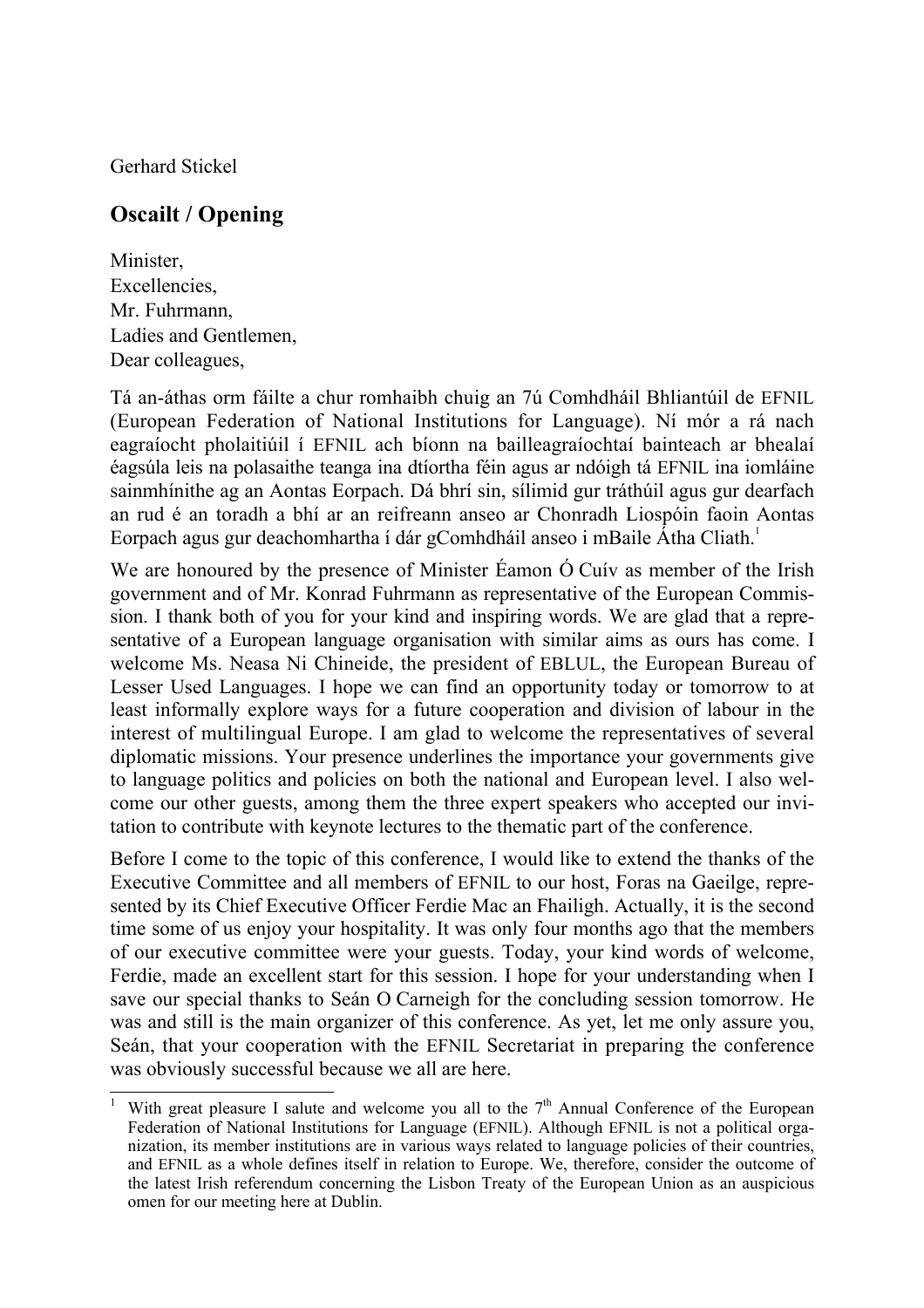Gerhard Stickel

## Oscailt / Opening

Minister,
Excellencies,
Mr. Fuhrmann,
Ladies and Gentlemen,
Dear colleagues,

Tá an-áthas orm fáilte a chur romhaibh chuig an 7ú Comhdháil Bhliantúil de EFNIL (European Federation of National Institutions for Language). Ní mór a rá nach eagraíocht pholaitiúil í EFNIL ach bíonn na bailleagraíochtaí bainteach ar bhealaí éagsúla leis na polasaithe teanga ina dtíortha féin agus ar ndóigh tá EFNIL ina iomláine sainmhínithe ag an Aontas Eorpach. Dá bhrí sin, sílimid gur tráthúil agus gur dearfach an rud é an toradh a bhí ar an reifreann anseo ar Chonradh Liospóin faoin Aontas Eorpach agus gur deachomhartha í dár gComhdháil anseo i mBaile Átha Cliath.[1]

We are honoured by the presence of Minister Éamon Ó Cuív as member of the Irish government and of Mr. Konrad Fuhrmann as representative of the European Commission. I thank both of you for your kind and inspiring words. We are glad that a representative of a European language organisation with similar aims as ours has come. I welcome Ms. Neasa Ni Chineide, the president of EBLUL, the European Bureau of Lesser Used Languages. I hope we can find an opportunity today or tomorrow to at least informally explore ways for a future cooperation and division of labour in the interest of multilingual Europe. I am glad to welcome the representatives of several diplomatic missions. Your presence underlines the importance your governments give to language politics and policies on both the national and European level. I also welcome our other guests, among them the three expert speakers who accepted our invitation to contribute with keynote lectures to the thematic part of the conference.

Before I come to the topic of this conference, I would like to extend the thanks of the Executive Committee and all members of EFNIL to our host, Foras na Gaeilge, represented by its Chief Executive Officer Ferdie Mac an Fhailigh. Actually, it is the second time some of us enjoy your hospitality. It was only four months ago that the members of our executive committee were your guests. Today, your kind words of welcome, Ferdie, made an excellent start for this session. I hope for your understanding when I save our special thanks to Seán O Carneigh for the concluding session tomorrow. He was and still is the main organizer of this conference. As yet, let me only assure you, Seán, that your cooperation with the EFNIL Secretariat in preparing the conference was obviously successful because we all are here.

---

[1] With great pleasure I salute and welcome you all to the 7th Annual Conference of the European Federation of National Institutions for Language (EFNIL). Although EFNIL is not a political organization, its member institutions are in various ways related to language policies of their countries, and EFNIL as a whole defines itself in relation to Europe. We, therefore, consider the outcome of the latest Irish referendum concerning the Lisbon Treaty of the European Union as an auspicious omen for our meeting here at Dublin.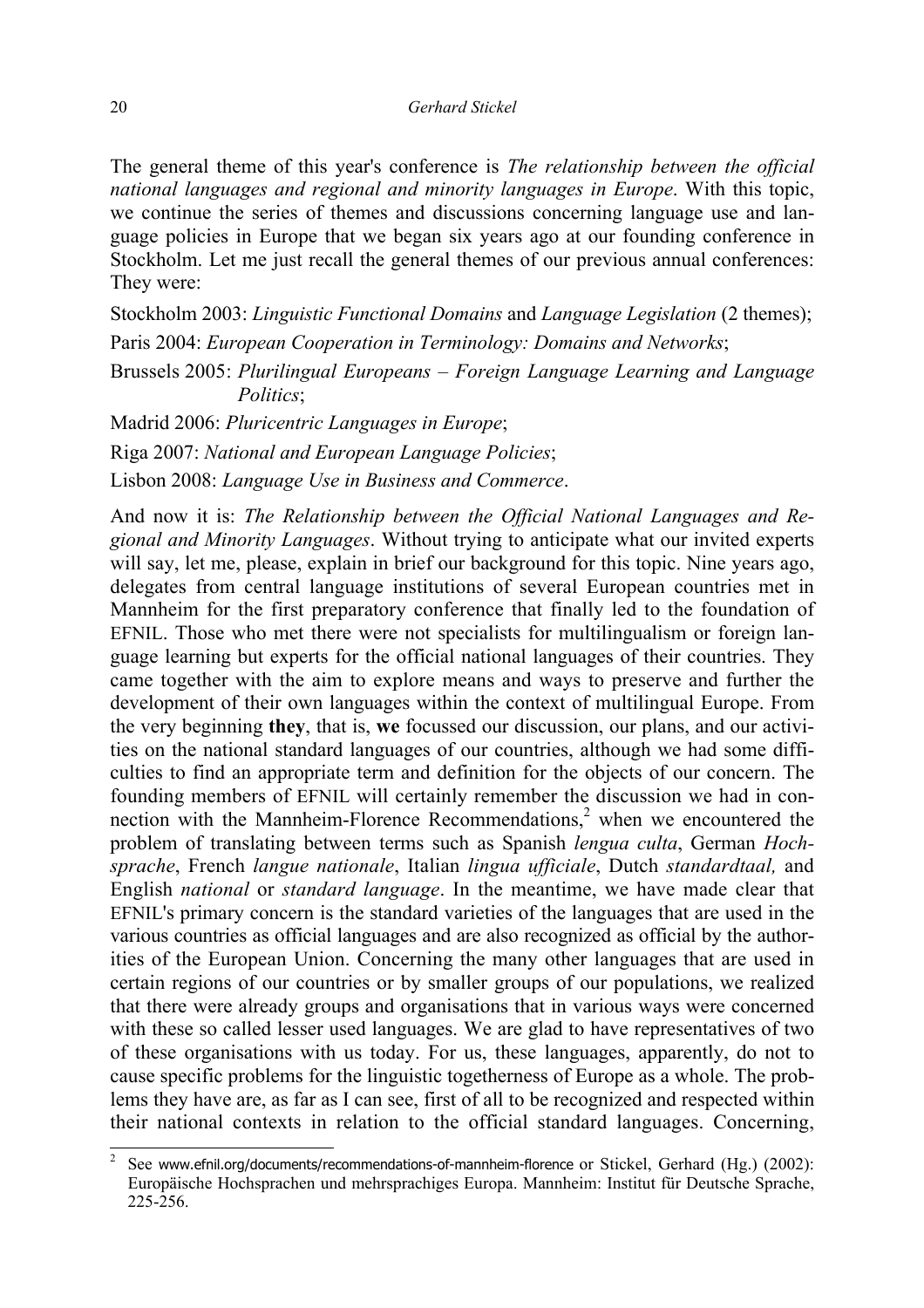The general theme of this year's conference is *The relationship between the official national languages and regional and minority languages in Europe*. With this topic, we continue the series of themes and discussions concerning language use and language policies in Europe that we began six years ago at our founding conference in Stockholm. Let me just recall the general themes of our previous annual conferences: They were:

Stockholm 2003: *Linguistic Functional Domains* and *Language Legislation* (2 themes);

Paris 2004: *European Cooperation in Terminology: Domains and Networks*;

Brussels 2005: *Plurilingual Europeans – Foreign Language Learning and Language Politics*;

Madrid 2006: *Pluricentric Languages in Europe*;

Riga 2007: *National and European Language Policies*;

Lisbon 2008: *Language Use in Business and Commerce*.

And now it is: *The Relationship between the Official National Languages and Regional and Minority Languages*. Without trying to anticipate what our invited experts will say, let me, please, explain in brief our background for this topic. Nine years ago, delegates from central language institutions of several European countries met in Mannheim for the first preparatory conference that finally led to the foundation of EFNIL. Those who met there were not specialists for multilingualism or foreign language learning but experts for the official national languages of their countries. They came together with the aim to explore means and ways to preserve and further the development of their own languages within the context of multilingual Europe. From the very beginning **they**, that is, **we** focussed our discussion, our plans, and our activities on the national standard languages of our countries, although we had some difficulties to find an appropriate term and definition for the objects of our concern. The founding members of EFNIL will certainly remember the discussion we had in connection with the Mannheim-Florence Recommendations,[2] when we encountered the problem of translating between terms such as Spanish *lengua culta*, German *Hochsprache*, French *langue nationale*, Italian *lingua ufficiale*, Dutch *standardtaal,* and English *national* or *standard language*. In the meantime, we have made clear that EFNIL's primary concern is the standard varieties of the languages that are used in the various countries as official languages and are also recognized as official by the authorities of the European Union. Concerning the many other languages that are used in certain regions of our countries or by smaller groups of our populations, we realized that there were already groups and organisations that in various ways were concerned with these so called lesser used languages. We are glad to have representatives of two of these organisations with us today. For us, these languages, apparently, do not to cause specific problems for the linguistic togetherness of Europe as a whole. The problems they have are, as far as I can see, first of all to be recognized and respected within their national contexts in relation to the official standard languages. Concerning,

---

[2] See www.efnil.org/documents/recommendations-of-mannheim-florence or Stickel, Gerhard (Hg.) (2002): Europäische Hochsprachen und mehrsprachiges Europa. Mannheim: Institut für Deutsche Sprache, 225-256.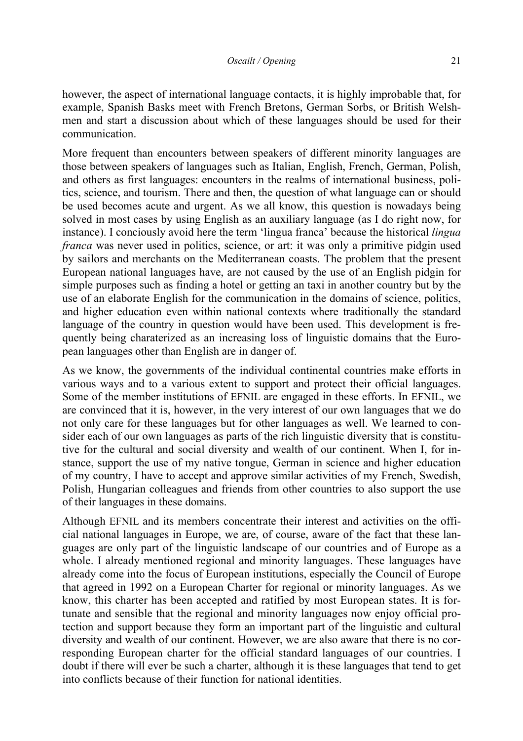however, the aspect of international language contacts, it is highly improbable that, for example, Spanish Basks meet with French Bretons, German Sorbs, or British Welshmen and start a discussion about which of these languages should be used for their communication.

More frequent than encounters between speakers of different minority languages are those between speakers of languages such as Italian, English, French, German, Polish, and others as first languages: encounters in the realms of international business, politics, science, and tourism. There and then, the question of what language can or should be used becomes acute and urgent. As we all know, this question is nowadays being solved in most cases by using English as an auxiliary language (as I do right now, for instance). I conciously avoid here the term 'lingua franca' because the historical *lingua franca* was never used in politics, science, or art: it was only a primitive pidgin used by sailors and merchants on the Mediterranean coasts. The problem that the present European national languages have, are not caused by the use of an English pidgin for simple purposes such as finding a hotel or getting an taxi in another country but by the use of an elaborate English for the communication in the domains of science, politics, and higher education even within national contexts where traditionally the standard language of the country in question would have been used. This development is frequently being charaterized as an increasing loss of linguistic domains that the European languages other than English are in danger of.

As we know, the governments of the individual continental countries make efforts in various ways and to a various extent to support and protect their official languages. Some of the member institutions of EFNIL are engaged in these efforts. In EFNIL, we are convinced that it is, however, in the very interest of our own languages that we do not only care for these languages but for other languages as well. We learned to consider each of our own languages as parts of the rich linguistic diversity that is constitutive for the cultural and social diversity and wealth of our continent. When I, for instance, support the use of my native tongue, German in science and higher education of my country, I have to accept and approve similar activities of my French, Swedish, Polish, Hungarian colleagues and friends from other countries to also support the use of their languages in these domains.

Although EFNIL and its members concentrate their interest and activities on the official national languages in Europe, we are, of course, aware of the fact that these languages are only part of the linguistic landscape of our countries and of Europe as a whole. I already mentioned regional and minority languages. These languages have already come into the focus of European institutions, especially the Council of Europe that agreed in 1992 on a European Charter for regional or minority languages. As we know, this charter has been accepted and ratified by most European states. It is fortunate and sensible that the regional and minority languages now enjoy official protection and support because they form an important part of the linguistic and cultural diversity and wealth of our continent. However, we are also aware that there is no corresponding European charter for the official standard languages of our countries. I doubt if there will ever be such a charter, although it is these languages that tend to get into conflicts because of their function for national identities.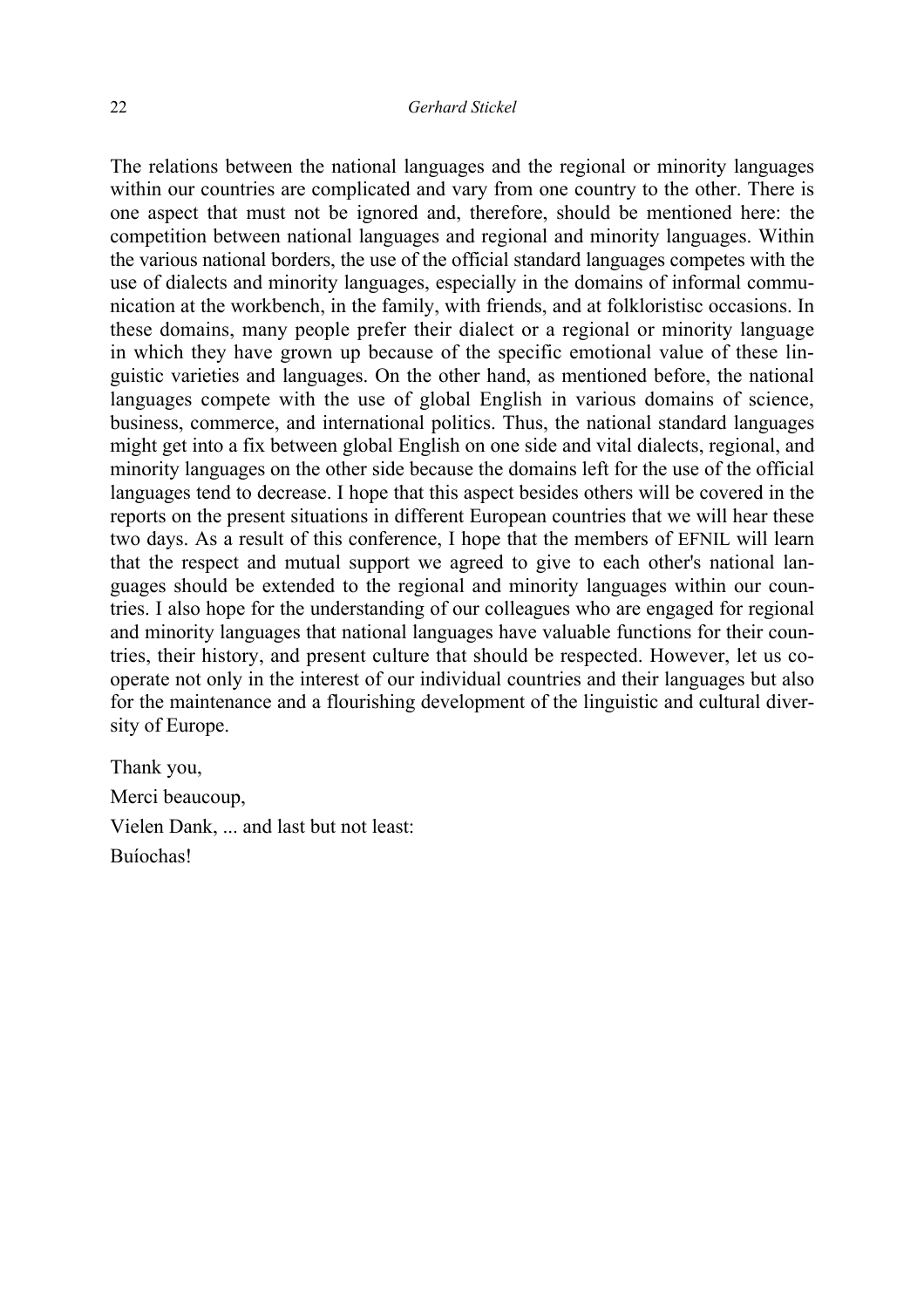The relations between the national languages and the regional or minority languages within our countries are complicated and vary from one country to the other. There is one aspect that must not be ignored and, therefore, should be mentioned here: the competition between national languages and regional and minority languages. Within the various national borders, the use of the official standard languages competes with the use of dialects and minority languages, especially in the domains of informal communication at the workbench, in the family, with friends, and at folkloristisc occasions. In these domains, many people prefer their dialect or a regional or minority language in which they have grown up because of the specific emotional value of these linguistic varieties and languages. On the other hand, as mentioned before, the national languages compete with the use of global English in various domains of science, business, commerce, and international politics. Thus, the national standard languages might get into a fix between global English on one side and vital dialects, regional, and minority languages on the other side because the domains left for the use of the official languages tend to decrease. I hope that this aspect besides others will be covered in the reports on the present situations in different European countries that we will hear these two days. As a result of this conference, I hope that the members of EFNIL will learn that the respect and mutual support we agreed to give to each other's national languages should be extended to the regional and minority languages within our countries. I also hope for the understanding of our colleagues who are engaged for regional and minority languages that national languages have valuable functions for their countries, their history, and present culture that should be respected. However, let us cooperate not only in the interest of our individual countries and their languages but also for the maintenance and a flourishing development of the linguistic and cultural diversity of Europe.

Thank you,

Merci beaucoup,

Vielen Dank, ... and last but not least:

Buíochas!